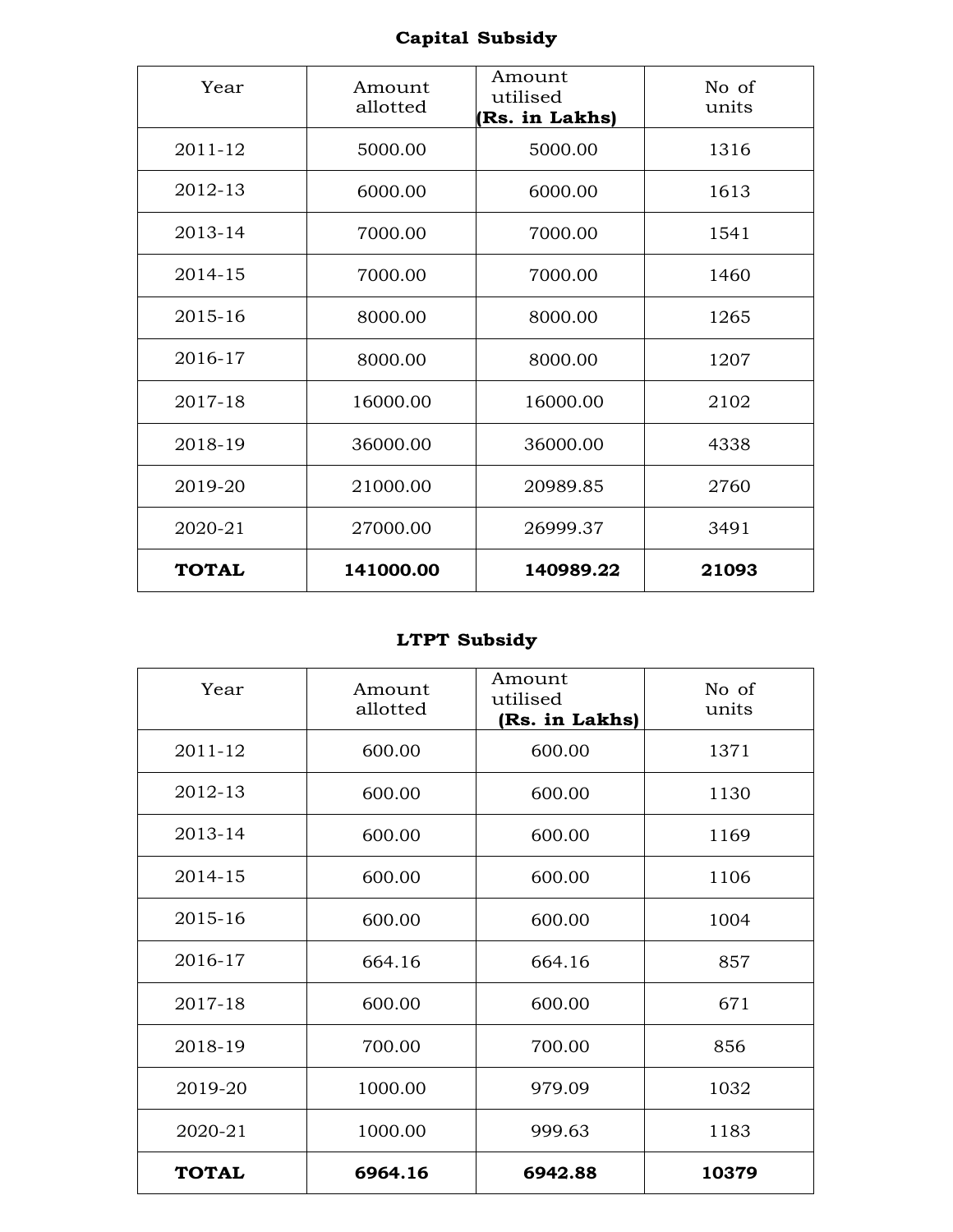**Capital Subsidy**

| Year | Amount allotted | Amount utilised **(Rs. in Lakhs)** | No of units |
|---|---|---|---|
| 2011-12 | 5000.00 | 5000.00 | 1316 |
| 2012-13 | 6000.00 | 6000.00 | 1613 |
| 2013-14 | 7000.00 | 7000.00 | 1541 |
| 2014-15 | 7000.00 | 7000.00 | 1460 |
| 2015-16 | 8000.00 | 8000.00 | 1265 |
| 2016-17 | 8000.00 | 8000.00 | 1207 |
| 2017-18 | 16000.00 | 16000.00 | 2102 |
| 2018-19 | 36000.00 | 36000.00 | 4338 |
| 2019-20 | 21000.00 | 20989.85 | 2760 |
| 2020-21 | 27000.00 | 26999.37 | 3491 |
| **TOTAL** | **141000.00** | **140989.22** | **21093** |

**LTPT Subsidy**

| Year | Amount allotted | Amount utilised **(Rs. in Lakhs)** | No of units |
|---|---|---|---|
| 2011-12 | 600.00 | 600.00 | 1371 |
| 2012-13 | 600.00 | 600.00 | 1130 |
| 2013-14 | 600.00 | 600.00 | 1169 |
| 2014-15 | 600.00 | 600.00 | 1106 |
| 2015-16 | 600.00 | 600.00 | 1004 |
| 2016-17 | 664.16 | 664.16 | 857 |
| 2017-18 | 600.00 | 600.00 | 671 |
| 2018-19 | 700.00 | 700.00 | 856 |
| 2019-20 | 1000.00 | 979.09 | 1032 |
| 2020-21 | 1000.00 | 999.63 | 1183 |
| **TOTAL** | **6964.16** | **6942.88** | **10379** |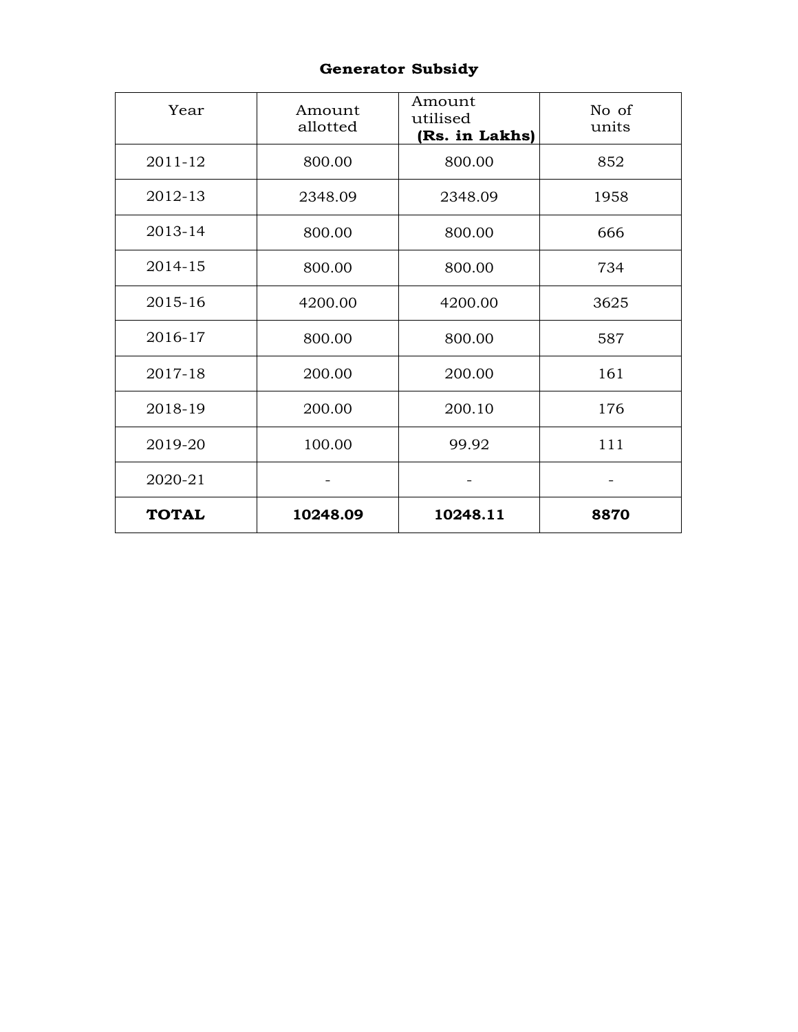**Generator Subsidy**

| Year | Amount allotted | Amount utilised **(Rs. in Lakhs)** | No of units |
|---|---|---|---|
| 2011-12 | 800.00 | 800.00 | 852 |
| 2012-13 | 2348.09 | 2348.09 | 1958 |
| 2013-14 | 800.00 | 800.00 | 666 |
| 2014-15 | 800.00 | 800.00 | 734 |
| 2015-16 | 4200.00 | 4200.00 | 3625 |
| 2016-17 | 800.00 | 800.00 | 587 |
| 2017-18 | 200.00 | 200.00 | 161 |
| 2018-19 | 200.00 | 200.10 | 176 |
| 2019-20 | 100.00 | 99.92 | 111 |
| 2020-21 | - | - | - |
| **TOTAL** | **10248.09** | **10248.11** | **8870** |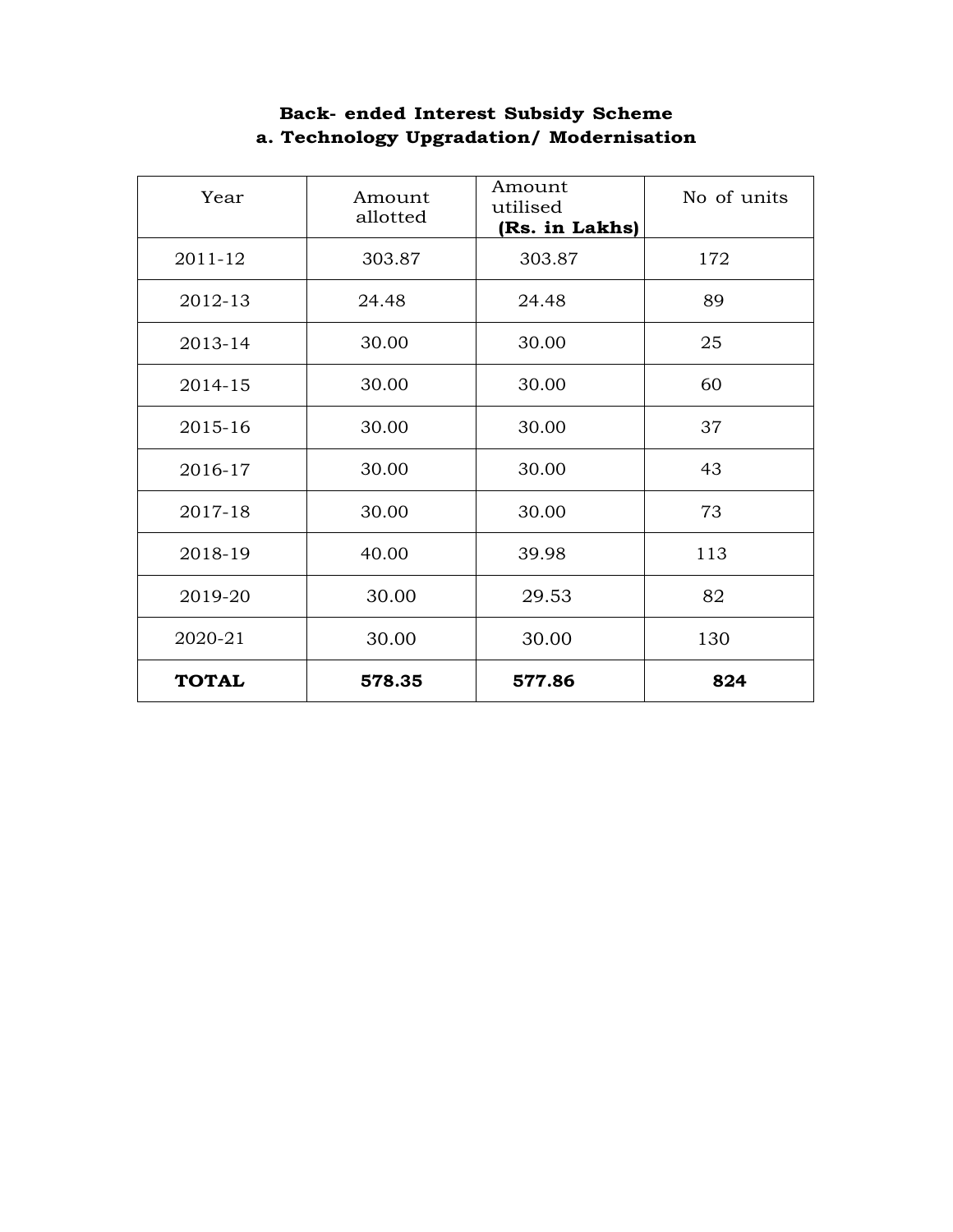**Back- ended Interest Subsidy Scheme**
**a. Technology Upgradation/ Modernisation**

| Year | Amount allotted | Amount utilised **(Rs. in Lakhs)** | No of units |
|---|---|---|---|
| 2011-12 | 303.87 | 303.87 | 172 |
| 2012-13 | 24.48 | 24.48 | 89 |
| 2013-14 | 30.00 | 30.00 | 25 |
| 2014-15 | 30.00 | 30.00 | 60 |
| 2015-16 | 30.00 | 30.00 | 37 |
| 2016-17 | 30.00 | 30.00 | 43 |
| 2017-18 | 30.00 | 30.00 | 73 |
| 2018-19 | 40.00 | 39.98 | 113 |
| 2019-20 | 30.00 | 29.53 | 82 |
| 2020-21 | 30.00 | 30.00 | 130 |
| **TOTAL** | **578.35** | **577.86** | **824** |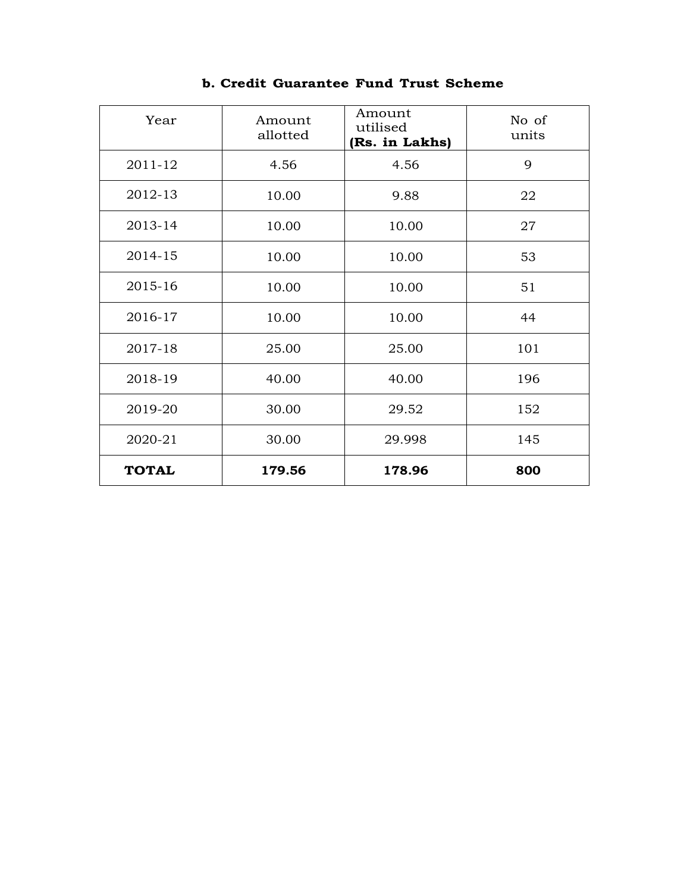**b. Credit Guarantee Fund Trust Scheme**

| Year | Amount allotted | Amount utilised **(Rs. in Lakhs)** | No of units |
|---|---|---|---|
| 2011-12 | 4.56 | 4.56 | 9 |
| 2012-13 | 10.00 | 9.88 | 22 |
| 2013-14 | 10.00 | 10.00 | 27 |
| 2014-15 | 10.00 | 10.00 | 53 |
| 2015-16 | 10.00 | 10.00 | 51 |
| 2016-17 | 10.00 | 10.00 | 44 |
| 2017-18 | 25.00 | 25.00 | 101 |
| 2018-19 | 40.00 | 40.00 | 196 |
| 2019-20 | 30.00 | 29.52 | 152 |
| 2020-21 | 30.00 | 29.998 | 145 |
| **TOTAL** | **179.56** | **178.96** | **800** |